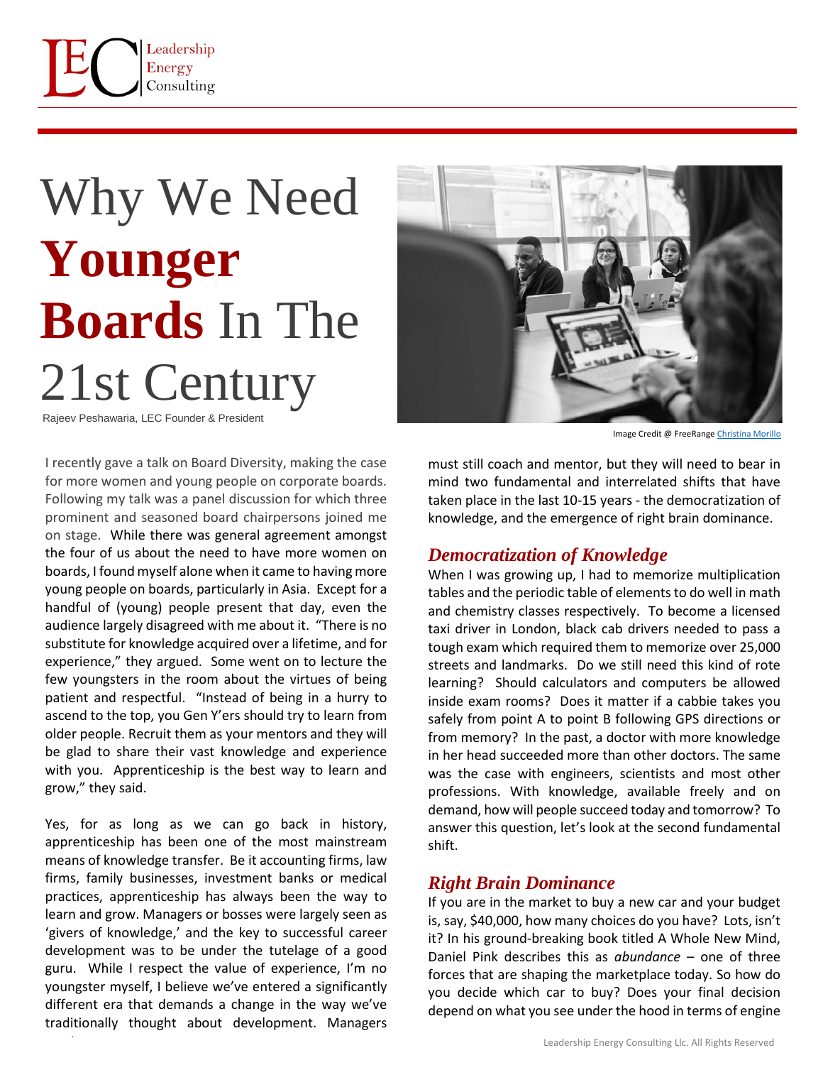# Why We Need **Younger Boards** In The 21st Century

Rajeev Peshawaria, LEC Founder & President

Image Credit @ FreeRange Christina Morillo

I recently gave a talk on Board Diversity, making the case for more women and young people on corporate boards. Following my talk was a panel discussion for which three prominent and seasoned board chairpersons joined me on stage. While there was general agreement amongst the four of us about the need to have more women on boards, I found myself alone when it came to having more young people on boards, particularly in Asia. Except for a handful of (young) people present that day, even the audience largely disagreed with me about it. "There is no substitute for knowledge acquired over a lifetime, and for experience," they argued. Some went on to lecture the few youngsters in the room about the virtues of being patient and respectful. "Instead of being in a hurry to ascend to the top, you Gen Y'ers should try to learn from older people. Recruit them as your mentors and they will be glad to share their vast knowledge and experience with you. Apprenticeship is the best way to learn and grow," they said.

Yes, for as long as we can go back in history, apprenticeship has been one of the most mainstream means of knowledge transfer. Be it accounting firms, law firms, family businesses, investment banks or medical practices, apprenticeship has always been the way to learn and grow. Managers or bosses were largely seen as 'givers of knowledge,' and the key to successful career development was to be under the tutelage of a good guru. While I respect the value of experience, I'm no youngster myself, I believe we've entered a significantly different era that demands a change in the way we've traditionally thought about development. Managers must still coach and mentor, but they will need to bear in mind two fundamental and interrelated shifts that have taken place in the last 10-15 years - the democratization of knowledge, and the emergence of right brain dominance.

## *Democratization of Knowledge*

When I was growing up, I had to memorize multiplication tables and the periodic table of elements to do well in math and chemistry classes respectively. To become a licensed taxi driver in London, black cab drivers needed to pass a tough exam which required them to memorize over 25,000 streets and landmarks. Do we still need this kind of rote learning? Should calculators and computers be allowed inside exam rooms? Does it matter if a cabbie takes you safely from point A to point B following GPS directions or from memory? In the past, a doctor with more knowledge in her head succeeded more than other doctors. The same was the case with engineers, scientists and most other professions. With knowledge, available freely and on demand, how will people succeed today and tomorrow? To answer this question, let's look at the second fundamental shift.

## *Right Brain Dominance*

If you are in the market to buy a new car and your budget is, say, $40,000, how many choices do you have? Lots, isn't it? In his ground-breaking book titled A Whole New Mind, Daniel Pink describes this as *abundance* – one of three forces that are shaping the marketplace today. So how do you decide which car to buy? Does your final decision depend on what you see under the hood in terms of engine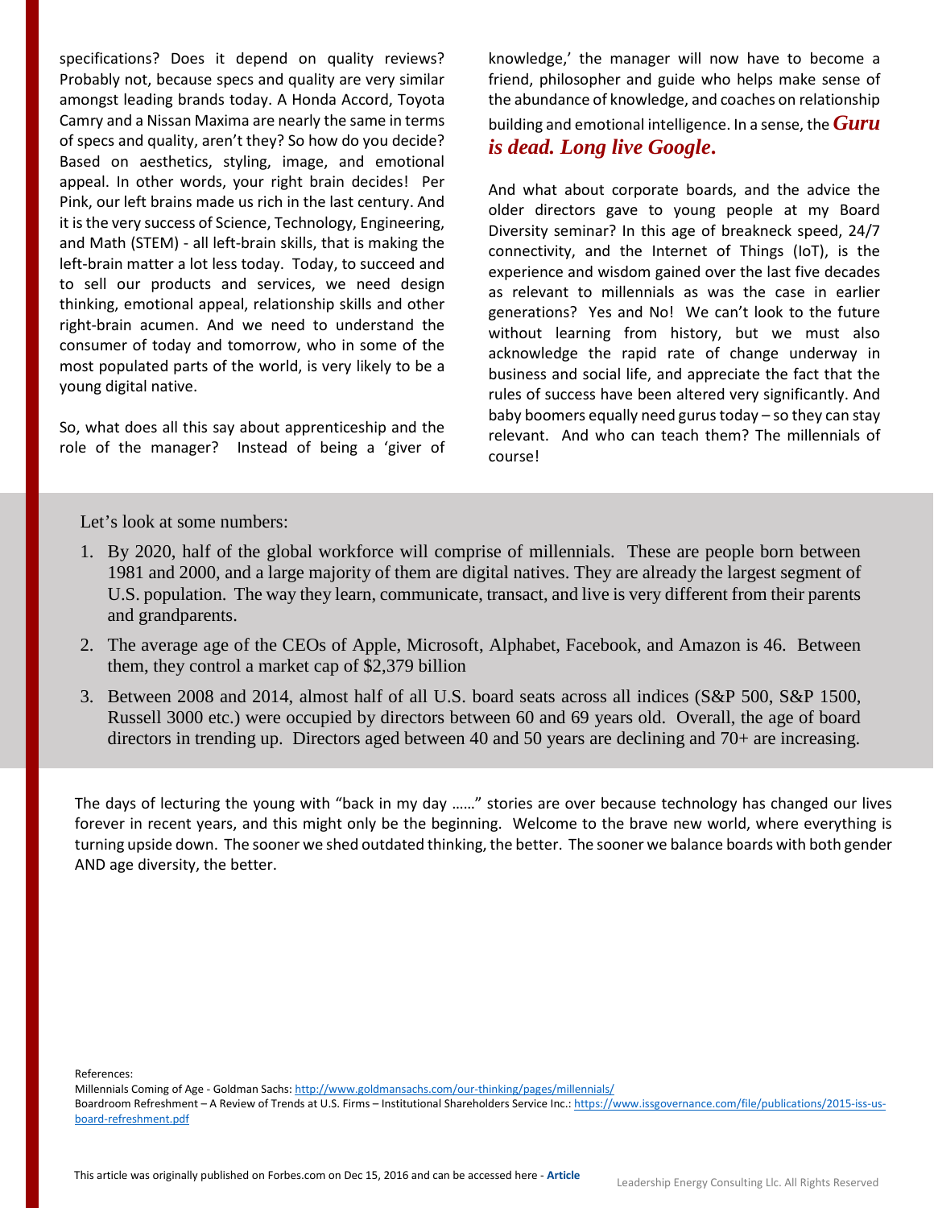specifications? Does it depend on quality reviews? Probably not, because specs and quality are very similar amongst leading brands today. A Honda Accord, Toyota Camry and a Nissan Maxima are nearly the same in terms of specs and quality, aren't they? So how do you decide? Based on aesthetics, styling, image, and emotional appeal. In other words, your right brain decides! Per Pink, our left brains made us rich in the last century. And it is the very success of Science, Technology, Engineering, and Math (STEM) - all left-brain skills, that is making the left-brain matter a lot less today. Today, to succeed and to sell our products and services, we need design thinking, emotional appeal, relationship skills and other right-brain acumen. And we need to understand the consumer of today and tomorrow, who in some of the most populated parts of the world, is very likely to be a young digital native.

So, what does all this say about apprenticeship and the role of the manager? Instead of being a 'giver of knowledge,' the manager will now have to become a friend, philosopher and guide who helps make sense of the abundance of knowledge, and coaches on relationship building and emotional intelligence. In a sense, the ***Guru is dead. Long live Google.***

And what about corporate boards, and the advice the older directors gave to young people at my Board Diversity seminar? In this age of breakneck speed, 24/7 connectivity, and the Internet of Things (IoT), is the experience and wisdom gained over the last five decades as relevant to millennials as was the case in earlier generations? Yes and No! We can't look to the future without learning from history, but we must also acknowledge the rapid rate of change underway in business and social life, and appreciate the fact that the rules of success have been altered very significantly. And baby boomers equally need gurus today – so they can stay relevant. And who can teach them? The millennials of course!

Let's look at some numbers:

1. By 2020, half of the global workforce will comprise of millennials. These are people born between 1981 and 2000, and a large majority of them are digital natives. They are already the largest segment of U.S. population. The way they learn, communicate, transact, and live is very different from their parents and grandparents.
2. The average age of the CEOs of Apple, Microsoft, Alphabet, Facebook, and Amazon is 46. Between them, they control a market cap of $2,379 billion
3. Between 2008 and 2014, almost half of all U.S. board seats across all indices (S&P 500, S&P 1500, Russell 3000 etc.) were occupied by directors between 60 and 69 years old. Overall, the age of board directors in trending up. Directors aged between 40 and 50 years are declining and 70+ are increasing.

The days of lecturing the young with "back in my day ……" stories are over because technology has changed our lives forever in recent years, and this might only be the beginning. Welcome to the brave new world, where everything is turning upside down. The sooner we shed outdated thinking, the better. The sooner we balance boards with both gender AND age diversity, the better.

References:
Millennials Coming of Age - Goldman Sachs: http://www.goldmansachs.com/our-thinking/pages/millennials/
Boardroom Refreshment – A Review of Trends at U.S. Firms – Institutional Shareholders Service Inc.: https://www.issgovernance.com/file/publications/2015-iss-us-board-refreshment.pdf

This article was originally published on Forbes.com on Dec 15, 2016 and can be accessed here - **Article**

Leadership Energy Consulting Llc. All Rights Reserved